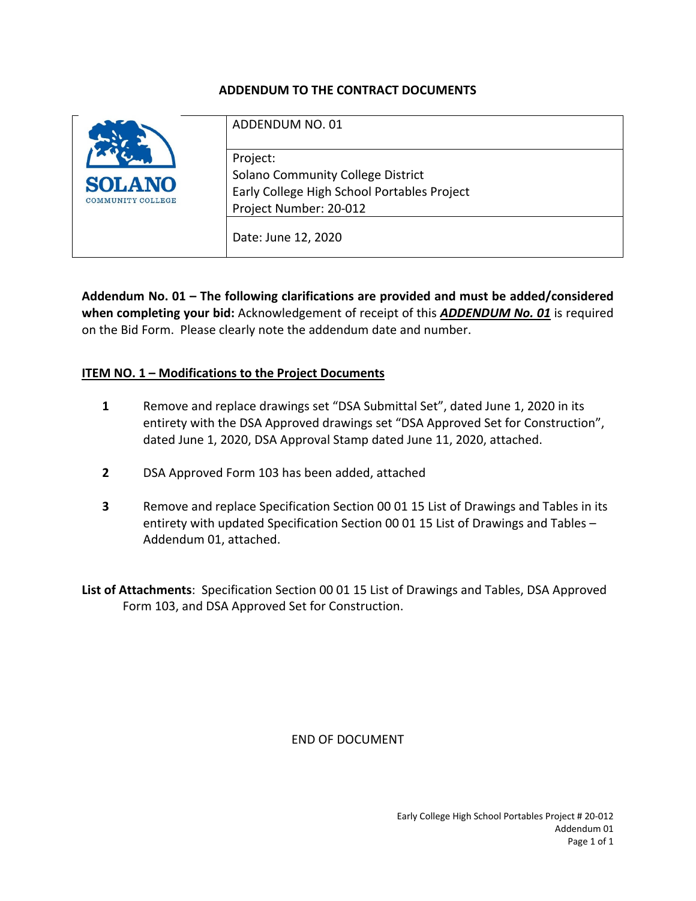# ADDENDUM TO THE CONTRACT DOCUMENTS

| SOLANO COMMUNITY COLLEGE | ADDENDUM NO. 01 |
| --- | --- |
| | Project:<br>Solano Community College District<br>Early College High School Portables Project<br>Project Number: 20-012 |
| | Date: June 12, 2020 |

**Addendum No. 01 – The following clarifications are provided and must be added/considered when completing your bid:** Acknowledgement of receipt of this ***ADDENDUM No. 01*** is required on the Bid Form. Please clearly note the addendum date and number.

## ITEM NO. 1 – Modifications to the Project Documents

1. Remove and replace drawings set "DSA Submittal Set", dated June 1, 2020 in its entirety with the DSA Approved drawings set "DSA Approved Set for Construction", dated June 1, 2020, DSA Approval Stamp dated June 11, 2020, attached.

2. DSA Approved Form 103 has been added, attached

3. Remove and replace Specification Section 00 01 15 List of Drawings and Tables in its entirety with updated Specification Section 00 01 15 List of Drawings and Tables – Addendum 01, attached.

**List of Attachments**: Specification Section 00 01 15 List of Drawings and Tables, DSA Approved Form 103, and DSA Approved Set for Construction.

END OF DOCUMENT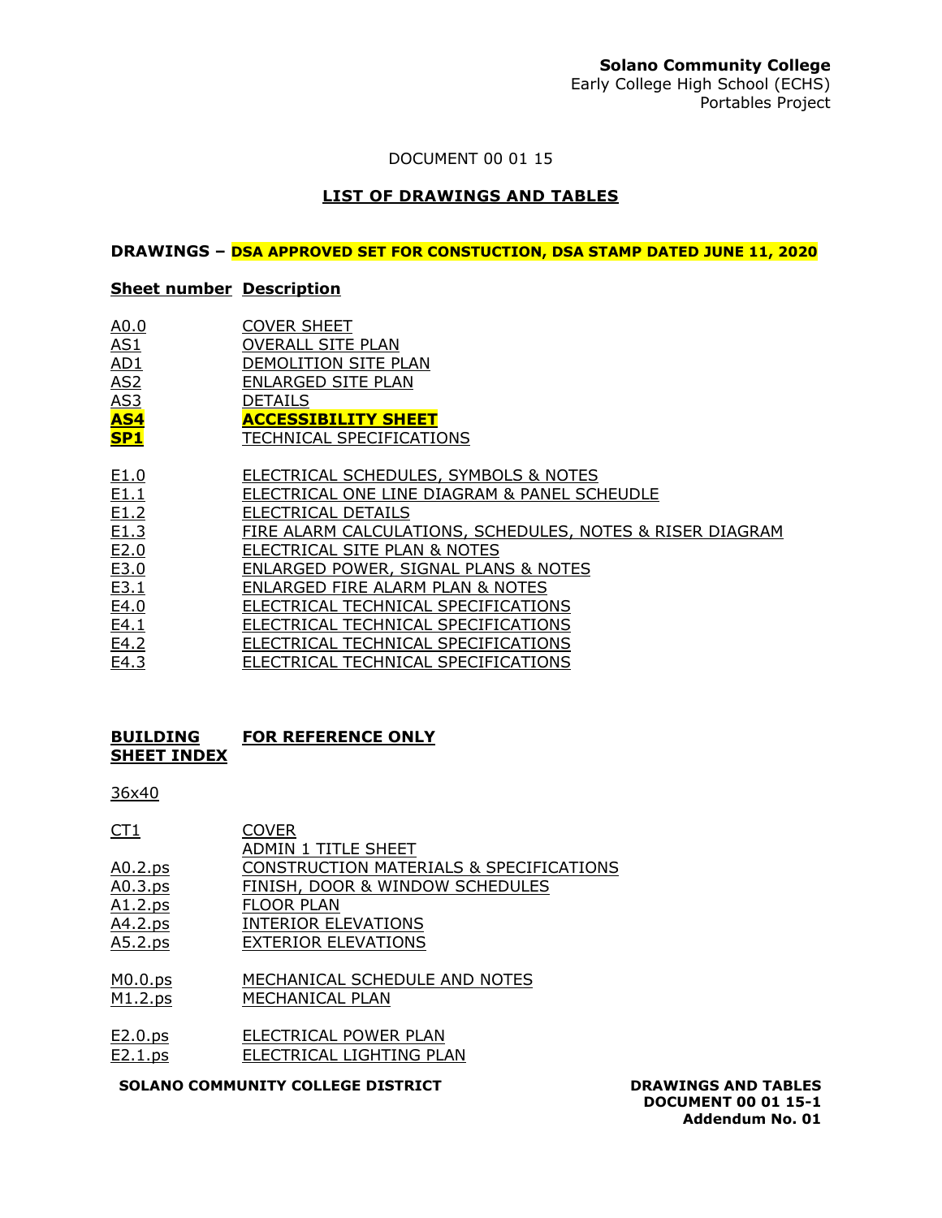DOCUMENT 00 01 15

## LIST OF DRAWINGS AND TABLES

**DRAWINGS – DSA APPROVED SET FOR CONSTUCTION, DSA STAMP DATED JUNE 11, 2020**

| Sheet number | Description |
|---|---|
| A0.0 | COVER SHEET |
| AS1 | OVERALL SITE PLAN |
| AD1 | DEMOLITION SITE PLAN |
| AS2 | ENLARGED SITE PLAN |
| AS3 | DETAILS |
| **AS4** | **ACCESSIBILITY SHEET** |
| **SP1** | TECHNICAL SPECIFICATIONS |
| E1.0 | ELECTRICAL SCHEDULES, SYMBOLS & NOTES |
| E1.1 | ELECTRICAL ONE LINE DIAGRAM & PANEL SCHEUDLE |
| E1.2 | ELECTRICAL DETAILS |
| E1.3 | FIRE ALARM CALCULATIONS, SCHEDULES, NOTES & RISER DIAGRAM |
| E2.0 | ELECTRICAL SITE PLAN & NOTES |
| E3.0 | ENLARGED POWER, SIGNAL PLANS & NOTES |
| E3.1 | ENLARGED FIRE ALARM PLAN & NOTES |
| E4.0 | ELECTRICAL TECHNICAL SPECIFICATIONS |
| E4.1 | ELECTRICAL TECHNICAL SPECIFICATIONS |
| E4.2 | ELECTRICAL TECHNICAL SPECIFICATIONS |
| E4.3 | ELECTRICAL TECHNICAL SPECIFICATIONS |

**BUILDING SHEET INDEX** **FOR REFERENCE ONLY**

36x40

| | |
|---|---|
| CT1 | COVER |
| | ADMIN 1 TITLE SHEET |
| A0.2.ps | CONSTRUCTION MATERIALS & SPECIFICATIONS |
| A0.3.ps | FINISH, DOOR & WINDOW SCHEDULES |
| A1.2.ps | FLOOR PLAN |
| A4.2.ps | INTERIOR ELEVATIONS |
| A5.2.ps | EXTERIOR ELEVATIONS |
| M0.0.ps | MECHANICAL SCHEDULE AND NOTES |
| M1.2.ps | MECHANICAL PLAN |
| E2.0.ps | ELECTRICAL POWER PLAN |
| E2.1.ps | ELECTRICAL LIGHTING PLAN |

Addendum No. 01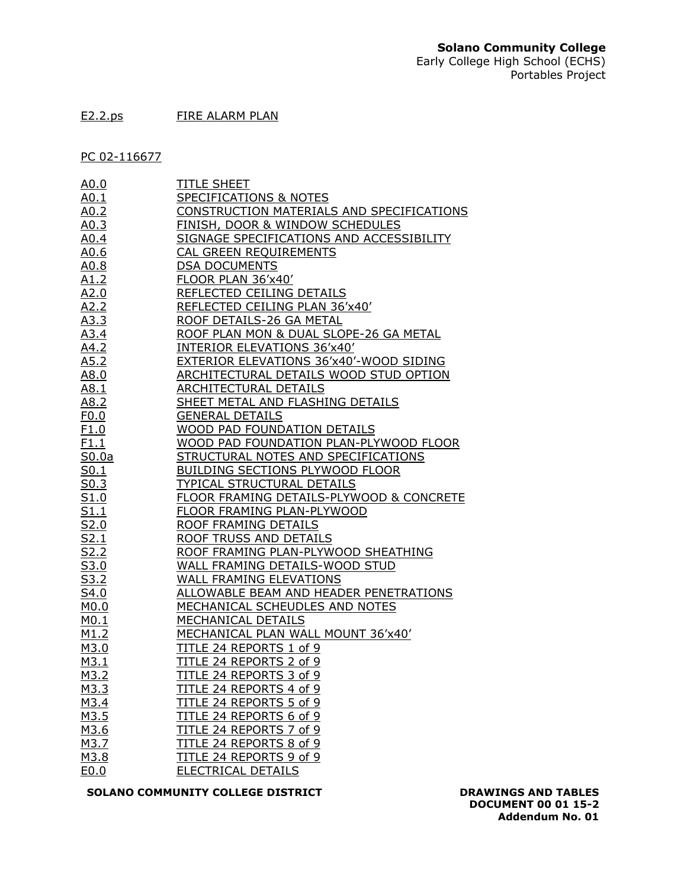E2.2.ps FIRE ALARM PLAN

PC 02-116677

| | |
|---|---|
| A0.0 | TITLE SHEET |
| A0.1 | SPECIFICATIONS & NOTES |
| A0.2 | CONSTRUCTION MATERIALS AND SPECIFICATIONS |
| A0.3 | FINISH, DOOR & WINDOW SCHEDULES |
| A0.4 | SIGNAGE SPECIFICATIONS AND ACCESSIBILITY |
| A0.6 | CAL GREEN REQUIREMENTS |
| A0.8 | DSA DOCUMENTS |
| A1.2 | FLOOR PLAN 36'x40' |
| A2.0 | REFLECTED CEILING DETAILS |
| A2.2 | REFLECTED CEILING PLAN 36'x40' |
| A3.3 | ROOF DETAILS-26 GA METAL |
| A3.4 | ROOF PLAN MON & DUAL SLOPE-26 GA METAL |
| A4.2 | INTERIOR ELEVATIONS 36'x40' |
| A5.2 | EXTERIOR ELEVATIONS 36'x40'-WOOD SIDING |
| A8.0 | ARCHITECTURAL DETAILS WOOD STUD OPTION |
| A8.1 | ARCHITECTURAL DETAILS |
| A8.2 | SHEET METAL AND FLASHING DETAILS |
| F0.0 | GENERAL DETAILS |
| F1.0 | WOOD PAD FOUNDATION DETAILS |
| F1.1 | WOOD PAD FOUNDATION PLAN-PLYWOOD FLOOR |
| S0.0a | STRUCTURAL NOTES AND SPECIFICATIONS |
| S0.1 | BUILDING SECTIONS PLYWOOD FLOOR |
| S0.3 | TYPICAL STRUCTURAL DETAILS |
| S1.0 | FLOOR FRAMING DETAILS-PLYWOOD & CONCRETE |
| S1.1 | FLOOR FRAMING PLAN-PLYWOOD |
| S2.0 | ROOF FRAMING DETAILS |
| S2.1 | ROOF TRUSS AND DETAILS |
| S2.2 | ROOF FRAMING PLAN-PLYWOOD SHEATHING |
| S3.0 | WALL FRAMING DETAILS-WOOD STUD |
| S3.2 | WALL FRAMING ELEVATIONS |
| S4.0 | ALLOWABLE BEAM AND HEADER PENETRATIONS |
| M0.0 | MECHANICAL SCHEUDLES AND NOTES |
| M0.1 | MECHANICAL DETAILS |
| M1.2 | MECHANICAL PLAN WALL MOUNT 36'x40' |
| M3.0 | TITLE 24 REPORTS 1 of 9 |
| M3.1 | TITLE 24 REPORTS 2 of 9 |
| M3.2 | TITLE 24 REPORTS 3 of 9 |
| M3.3 | TITLE 24 REPORTS 4 of 9 |
| M3.4 | TITLE 24 REPORTS 5 of 9 |
| M3.5 | TITLE 24 REPORTS 6 of 9 |
| M3.6 | TITLE 24 REPORTS 7 of 9 |
| M3.7 | TITLE 24 REPORTS 8 of 9 |
| M3.8 | TITLE 24 REPORTS 9 of 9 |
| E0.0 | ELECTRICAL DETAILS |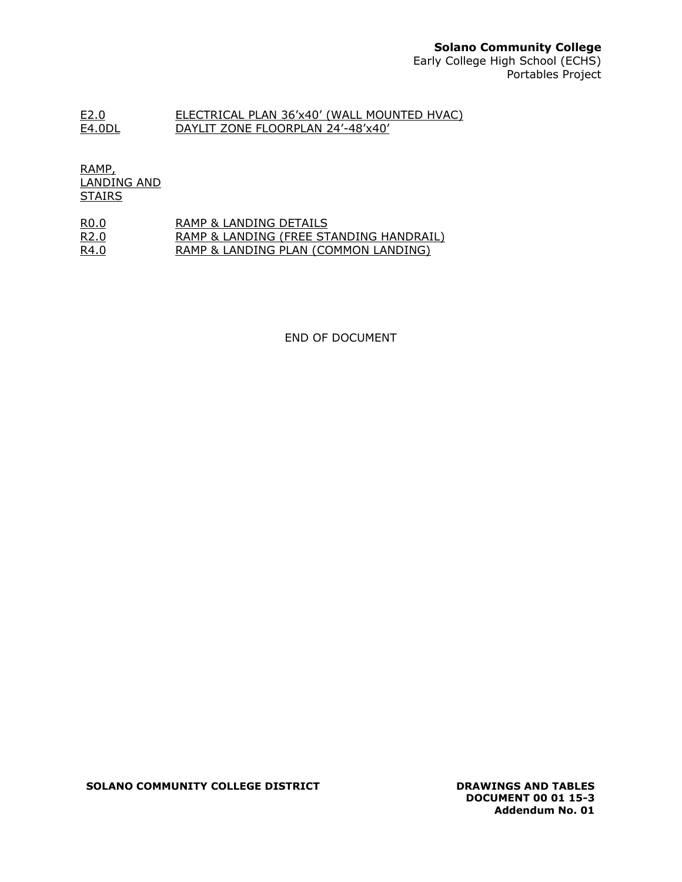E2.0 ELECTRICAL PLAN 36'x40' (WALL MOUNTED HVAC)
E4.0DL DAYLIT ZONE FLOORPLAN 24'-48'x40'

RAMP, LANDING AND STAIRS

R0.0 RAMP & LANDING DETAILS
R2.0 RAMP & LANDING (FREE STANDING HANDRAIL)
R4.0 RAMP & LANDING PLAN (COMMON LANDING)

END OF DOCUMENT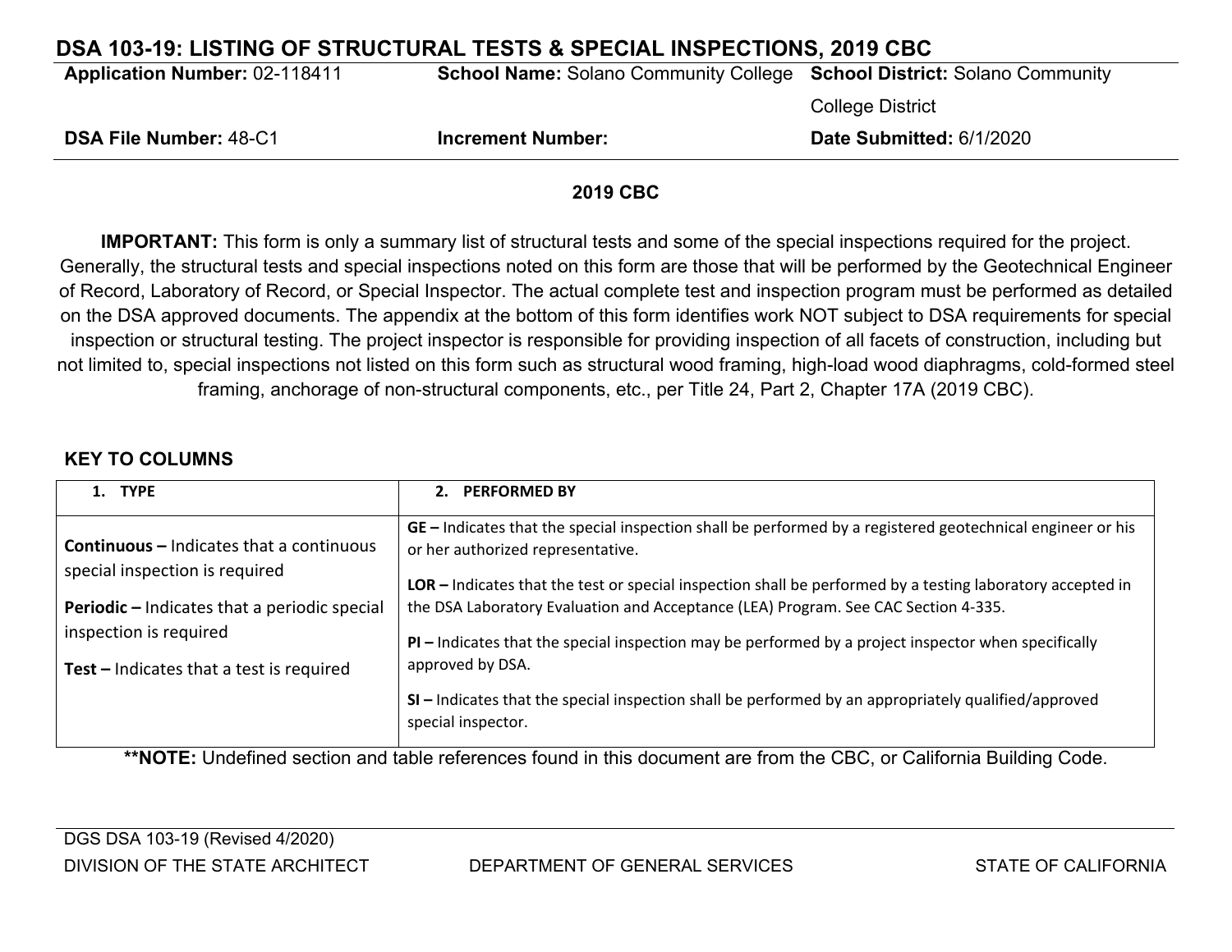## DSA 103-19: LISTING OF STRUCTURAL TESTS & SPECIAL INSPECTIONS, 2019 CBC

| **Application Number:** 02-118411 | **School Name:** Solano Community College | **School District:** Solano Community College District |
|---|---|---|
| **DSA File Number:** 48-C1 | **Increment Number:** | **Date Submitted:** 6/1/2020 |

**2019 CBC**

**IMPORTANT:** This form is only a summary list of structural tests and some of the special inspections required for the project. Generally, the structural tests and special inspections noted on this form are those that will be performed by the Geotechnical Engineer of Record, Laboratory of Record, or Special Inspector. The actual complete test and inspection program must be performed as detailed on the DSA approved documents. The appendix at the bottom of this form identifies work NOT subject to DSA requirements for special inspection or structural testing. The project inspector is responsible for providing inspection of all facets of construction, including but not limited to, special inspections not listed on this form such as structural wood framing, high-load wood diaphragms, cold-formed steel framing, anchorage of non-structural components, etc., per Title 24, Part 2, Chapter 17A (2019 CBC).

### KEY TO COLUMNS

| 1. TYPE | 2. PERFORMED BY |
|---|---|
| **Continuous –** Indicates that a continuous special inspection is required<br><br>**Periodic –** Indicates that a periodic special inspection is required<br><br>**Test –** Indicates that a test is required | **GE –** Indicates that the special inspection shall be performed by a registered geotechnical engineer or his or her authorized representative.<br><br>**LOR –** Indicates that the test or special inspection shall be performed by a testing laboratory accepted in the DSA Laboratory Evaluation and Acceptance (LEA) Program. See CAC Section 4-335.<br><br>**PI –** Indicates that the special inspection may be performed by a project inspector when specifically approved by DSA.<br><br>**SI –** Indicates that the special inspection shall be performed by an appropriately qualified/approved special inspector. |

****NOTE:** Undefined section and table references found in this document are from the CBC, or California Building Code.

DGS DSA 103-19 (Revised 4/2020)

DIVISION OF THE STATE ARCHITECT — DEPARTMENT OF GENERAL SERVICES — STATE OF CALIFORNIA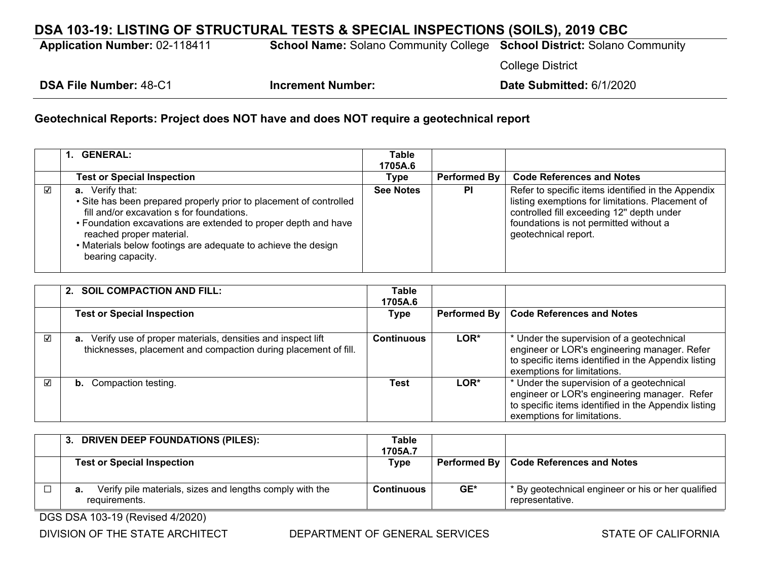# DSA 103-19: LISTING OF STRUCTURAL TESTS & SPECIAL INSPECTIONS (SOILS), 2019 CBC

**Application Number:** 02-118411 **School Name:** Solano Community College **School District:** Solano Community College District

**DSA File Number:** 48-C1 **Increment Number:** **Date Submitted:** 6/1/2020

## Geotechnical Reports: Project does NOT have and does NOT require a geotechnical report

| | **1. GENERAL:** | **Table 1705A.6** | | |
|---|---|---|---|---|
| | **Test or Special Inspection** | **Type** | **Performed By** | **Code References and Notes** |
| ☑ | **a.** Verify that:<br>• Site has been prepared properly prior to placement of controlled fill and/or excavation s for foundations.<br>• Foundation excavations are extended to proper depth and have reached proper material.<br>• Materials below footings are adequate to achieve the design bearing capacity. | **See Notes** | **PI** | Refer to specific items identified in the Appendix listing exemptions for limitations. Placement of controlled fill exceeding 12" depth under foundations is not permitted without a geotechnical report. |

| | **2. SOIL COMPACTION AND FILL:** | **Table 1705A.6** | | |
|---|---|---|---|---|
| | **Test or Special Inspection** | **Type** | **Performed By** | **Code References and Notes** |
| ☑ | **a.** Verify use of proper materials, densities and inspect lift thicknesses, placement and compaction during placement of fill. | **Continuous** | **LOR*** | * Under the supervision of a geotechnical engineer or LOR's engineering manager. Refer to specific items identified in the Appendix listing exemptions for limitations. |
| ☑ | **b.** Compaction testing. | **Test** | **LOR*** | * Under the supervision of a geotechnical engineer or LOR's engineering manager. Refer to specific items identified in the Appendix listing exemptions for limitations. |

| | **3. DRIVEN DEEP FOUNDATIONS (PILES):** | **Table 1705A.7** | | |
|---|---|---|---|---|
| | **Test or Special Inspection** | **Type** | **Performed By** | **Code References and Notes** |
| ☐ | **a.** Verify pile materials, sizes and lengths comply with the requirements. | **Continuous** | **GE*** | * By geotechnical engineer or his or her qualified representative. |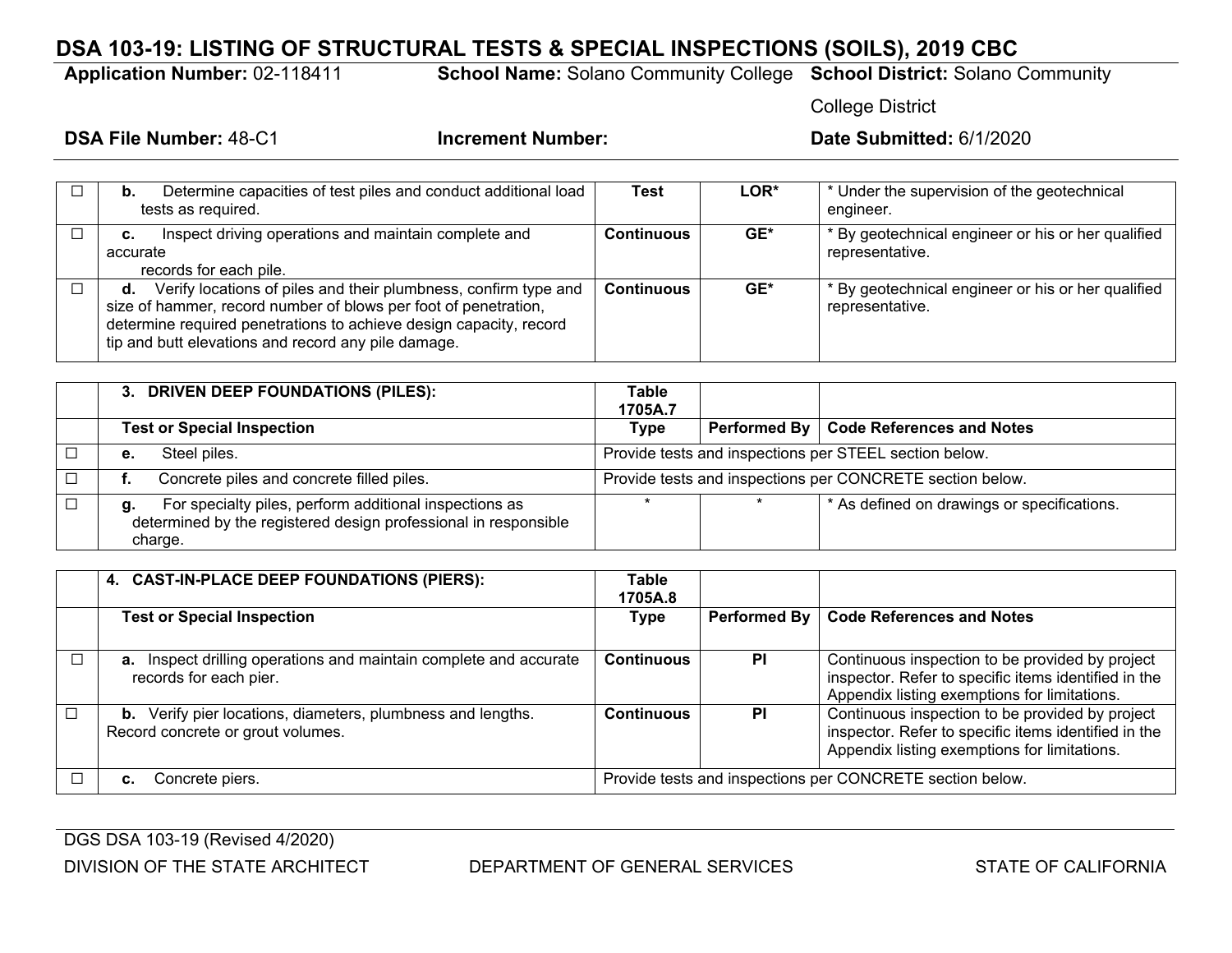# DSA 103-19: LISTING OF STRUCTURAL TESTS & SPECIAL INSPECTIONS (SOILS), 2019 CBC

**Application Number:** 02-118411 **School Name:** Solano Community College **School District:** Solano Community College District

**DSA File Number:** 48-C1 **Increment Number:** **Date Submitted:** 6/1/2020

| | | | | |
|---|---|---|---|---|
| ☐ | **b.** Determine capacities of test piles and conduct additional load tests as required. | **Test** | **LOR*** | * Under the supervision of the geotechnical engineer. |
| ☐ | **c.** Inspect driving operations and maintain complete and accurate records for each pile. | **Continuous** | **GE*** | * By geotechnical engineer or his or her qualified representative. |
| ☐ | **d.** Verify locations of piles and their plumbness, confirm type and size of hammer, record number of blows per foot of penetration, determine required penetrations to achieve design capacity, record tip and butt elevations and record any pile damage. | **Continuous** | **GE*** | * By geotechnical engineer or his or her qualified representative. |

| | **3. DRIVEN DEEP FOUNDATIONS (PILES):** | **Table 1705A.7** | | |
|---|---|---|---|---|
| | **Test or Special Inspection** | **Type** | **Performed By** | **Code References and Notes** |
| ☐ | **e.** Steel piles. | Provide tests and inspections per STEEL section below. | | |
| ☐ | **f.** Concrete piles and concrete filled piles. | Provide tests and inspections per CONCRETE section below. | | |
| ☐ | **g.** For specialty piles, perform additional inspections as determined by the registered design professional in responsible charge. | * | * | * As defined on drawings or specifications. |

| | **4. CAST-IN-PLACE DEEP FOUNDATIONS (PIERS):** | **Table 1705A.8** | | |
|---|---|---|---|---|
| | **Test or Special Inspection** | **Type** | **Performed By** | **Code References and Notes** |
| ☐ | **a.** Inspect drilling operations and maintain complete and accurate records for each pier. | **Continuous** | **PI** | Continuous inspection to be provided by project inspector. Refer to specific items identified in the Appendix listing exemptions for limitations. |
| ☐ | **b.** Verify pier locations, diameters, plumbness and lengths. Record concrete or grout volumes. | **Continuous** | **PI** | Continuous inspection to be provided by project inspector. Refer to specific items identified in the Appendix listing exemptions for limitations. |
| ☐ | **c.** Concrete piers. | Provide tests and inspections per CONCRETE section below. | | |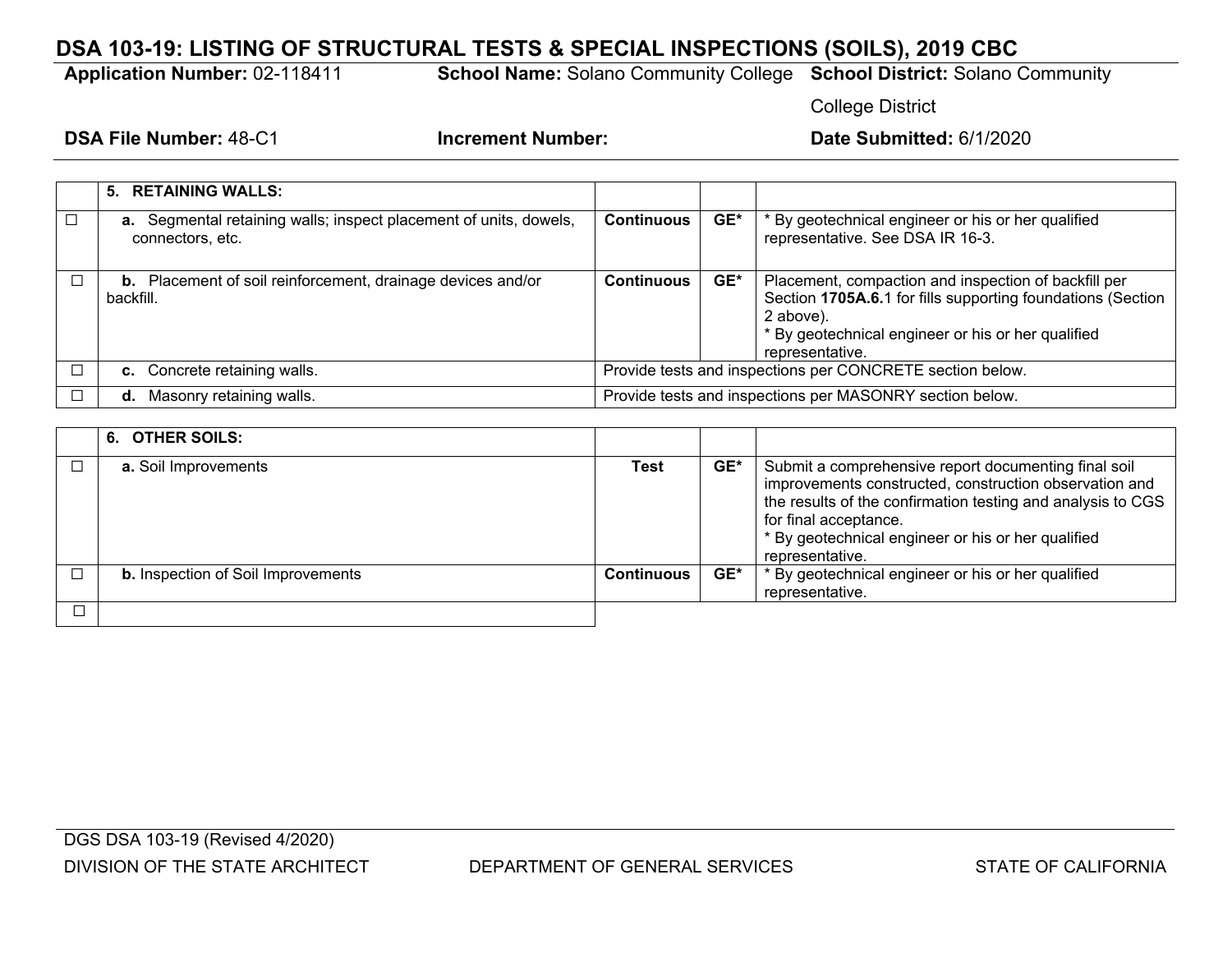## DSA 103-19: LISTING OF STRUCTURAL TESTS & SPECIAL INSPECTIONS (SOILS), 2019 CBC

**Application Number:** 02-118411 **School Name:** Solano Community College **School District:** Solano Community College District

**DSA File Number:** 48-C1 **Increment Number:** **Date Submitted:** 6/1/2020

| | 5. RETAINING WALLS: | | | |
|---|---|---|---|---|
| ☐ | **a.** Segmental retaining walls; inspect placement of units, dowels, connectors, etc. | **Continuous** | **GE*** | * By geotechnical engineer or his or her qualified representative. See DSA IR 16-3. |
| ☐ | **b.** Placement of soil reinforcement, drainage devices and/or backfill. | **Continuous** | **GE*** | Placement, compaction and inspection of backfill per Section **1705A.6.**1 for fills supporting foundations (Section 2 above).<br>* By geotechnical engineer or his or her qualified representative. |
| ☐ | **c.** Concrete retaining walls. | Provide tests and inspections per CONCRETE section below. | | |
| ☐ | **d.** Masonry retaining walls. | Provide tests and inspections per MASONRY section below. | | |

| | 6. OTHER SOILS: | | | |
|---|---|---|---|---|
| ☐ | **a.** Soil Improvements | **Test** | **GE*** | Submit a comprehensive report documenting final soil improvements constructed, construction observation and the results of the confirmation testing and analysis to CGS for final acceptance.<br>* By geotechnical engineer or his or her qualified representative. |
| ☐ | **b.** Inspection of Soil Improvements | **Continuous** | **GE*** | * By geotechnical engineer or his or her qualified representative. |
| ☐ | | | | |

DGS DSA 103-19 (Revised 4/2020)

DIVISION OF THE STATE ARCHITECT DEPARTMENT OF GENERAL SERVICES STATE OF CALIFORNIA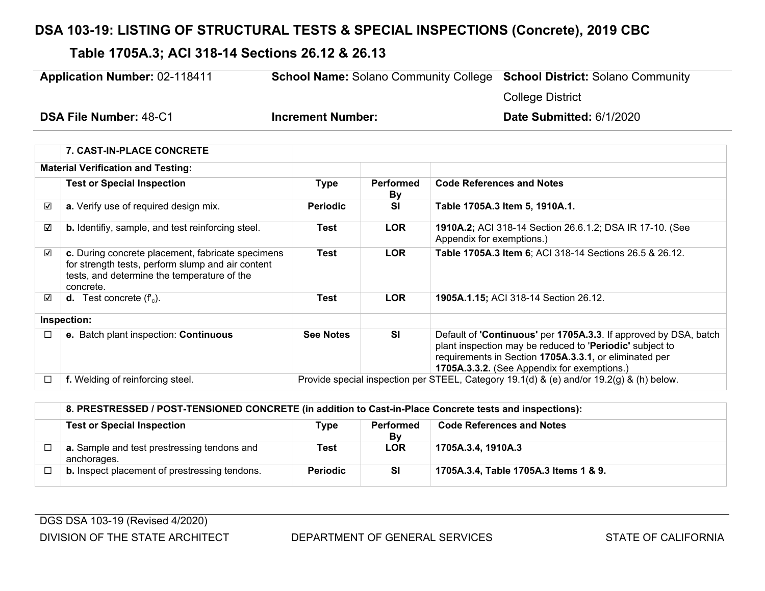# DSA 103-19: LISTING OF STRUCTURAL TESTS & SPECIAL INSPECTIONS (Concrete), 2019 CBC

## Table 1705A.3; ACI 318-14 Sections 26.12 & 26.13

| **Application Number:** 02-118411 | **School Name:** Solano Community College | **School District:** Solano Community College District |
|---|---|---|
| **DSA File Number:** 48-C1 | **Increment Number:** | **Date Submitted:** 6/1/2020 |

| | **7. CAST-IN-PLACE CONCRETE** | | | |
|---|---|---|---|---|
| **Material Verification and Testing:** | | | | |
| | **Test or Special Inspection** | **Type** | **Performed By** | **Code References and Notes** |
| ☑ | **a.** Verify use of required design mix. | **Periodic** | **SI** | **Table 1705A.3 Item 5, 1910A.1.** |
| ☑ | **b.** Identifiy, sample, and test reinforcing steel. | **Test** | **LOR** | **1910A.2;** ACI 318-14 Section 26.6.1.2; DSA IR 17-10. (See Appendix for exemptions.) |
| ☑ | **c.** During concrete placement, fabricate specimens for strength tests, perform slump and air content tests, and determine the temperature of the concrete. | **Test** | **LOR** | **Table 1705A.3 Item 6**; ACI 318-14 Sections 26.5 & 26.12. |
| ☑ | **d.** Test concrete ($f'_c$). | **Test** | **LOR** | **1905A.1.15;** ACI 318-14 Section 26.12. |
| **Inspection:** | | | | |
| ☐ | **e.** Batch plant inspection: **Continuous** | **See Notes** | **SI** | Default of **'Continuous'** per **1705A.3.3**. If approved by DSA, batch plant inspection may be reduced to '**Periodic**' subject to requirements in Section **1705A.3.3.1,** or eliminated per **1705A.3.3.2.** (See Appendix for exemptions.) |
| ☐ | **f.** Welding of reinforcing steel. | Provide special inspection per STEEL, Category 19.1(d) & (e) and/or 19.2(g) & (h) below. | | |

| | **8. PRESTRESSED / POST-TENSIONED CONCRETE (in addition to Cast-in-Place Concrete tests and inspections):** | | | |
|---|---|---|---|---|
| | **Test or Special Inspection** | **Type** | **Performed By** | **Code References and Notes** |
| ☐ | **a.** Sample and test prestressing tendons and anchorages. | **Test** | **LOR** | **1705A.3.4, 1910A.3** |
| ☐ | **b.** Inspect placement of prestressing tendons. | **Periodic** | **SI** | **1705A.3.4, Table 1705A.3 Items 1 & 9.** |

DGS DSA 103-19 (Revised 4/2020)
DIVISION OF THE STATE ARCHITECT | DEPARTMENT OF GENERAL SERVICES | STATE OF CALIFORNIA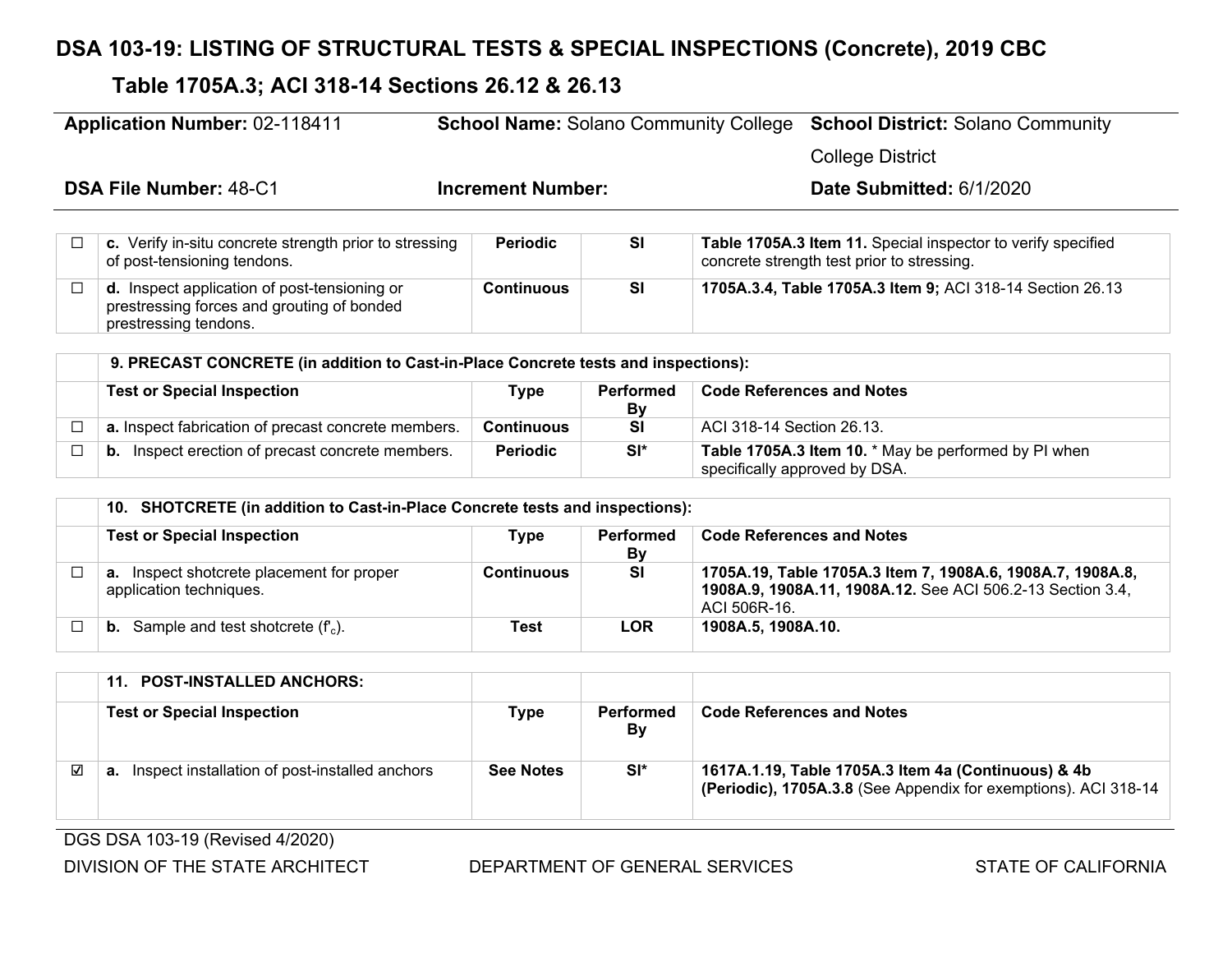# DSA 103-19: LISTING OF STRUCTURAL TESTS & SPECIAL INSPECTIONS (Concrete), 2019 CBC

## Table 1705A.3; ACI 318-14 Sections 26.12 & 26.13

**Application Number:** 02-118411 **School Name:** Solano Community College **School District:** Solano Community College District

**DSA File Number:** 48-C1 **Increment Number:** **Date Submitted:** 6/1/2020

| | | | | |
|---|---|---|---|---|
| ☐ | **c.** Verify in-situ concrete strength prior to stressing of post-tensioning tendons. | **Periodic** | **SI** | **Table 1705A.3 Item 11.** Special inspector to verify specified concrete strength test prior to stressing. |
| ☐ | **d.** Inspect application of post-tensioning or prestressing forces and grouting of bonded prestressing tendons. | **Continuous** | **SI** | **1705A.3.4, Table 1705A.3 Item 9;** ACI 318-14 Section 26.13 |

| | **9. PRECAST CONCRETE (in addition to Cast-in-Place Concrete tests and inspections):** | | | |
|---|---|---|---|---|
| | **Test or Special Inspection** | **Type** | **Performed By** | **Code References and Notes** |
| ☐ | **a.** Inspect fabrication of precast concrete members. | **Continuous** | **SI** | ACI 318-14 Section 26.13. |
| ☐ | **b.** Inspect erection of precast concrete members. | **Periodic** | **SI*** | **Table 1705A.3 Item 10.** * May be performed by PI when specifically approved by DSA. |

| | **10. SHOTCRETE (in addition to Cast-in-Place Concrete tests and inspections):** | | | |
|---|---|---|---|---|
| | **Test or Special Inspection** | **Type** | **Performed By** | **Code References and Notes** |
| ☐ | **a.** Inspect shotcrete placement for proper application techniques. | **Continuous** | **SI** | **1705A.19, Table 1705A.3 Item 7, 1908A.6, 1908A.7, 1908A.8, 1908A.9, 1908A.11, 1908A.12.** See ACI 506.2-13 Section 3.4, ACI 506R-16. |
| ☐ | **b.** Sample and test shotcrete ($f'_c$). | **Test** | **LOR** | **1908A.5, 1908A.10.** |

| | **11. POST-INSTALLED ANCHORS:** | | | |
|---|---|---|---|---|
| | **Test or Special Inspection** | **Type** | **Performed By** | **Code References and Notes** |
| ☑ | **a.** Inspect installation of post-installed anchors | **See Notes** | **SI*** | **1617A.1.19, Table 1705A.3 Item 4a (Continuous) & 4b (Periodic), 1705A.3.8** (See Appendix for exemptions). ACI 318-14 |

DGS DSA 103-19 (Revised 4/2020)

DIVISION OF THE STATE ARCHITECT DEPARTMENT OF GENERAL SERVICES STATE OF CALIFORNIA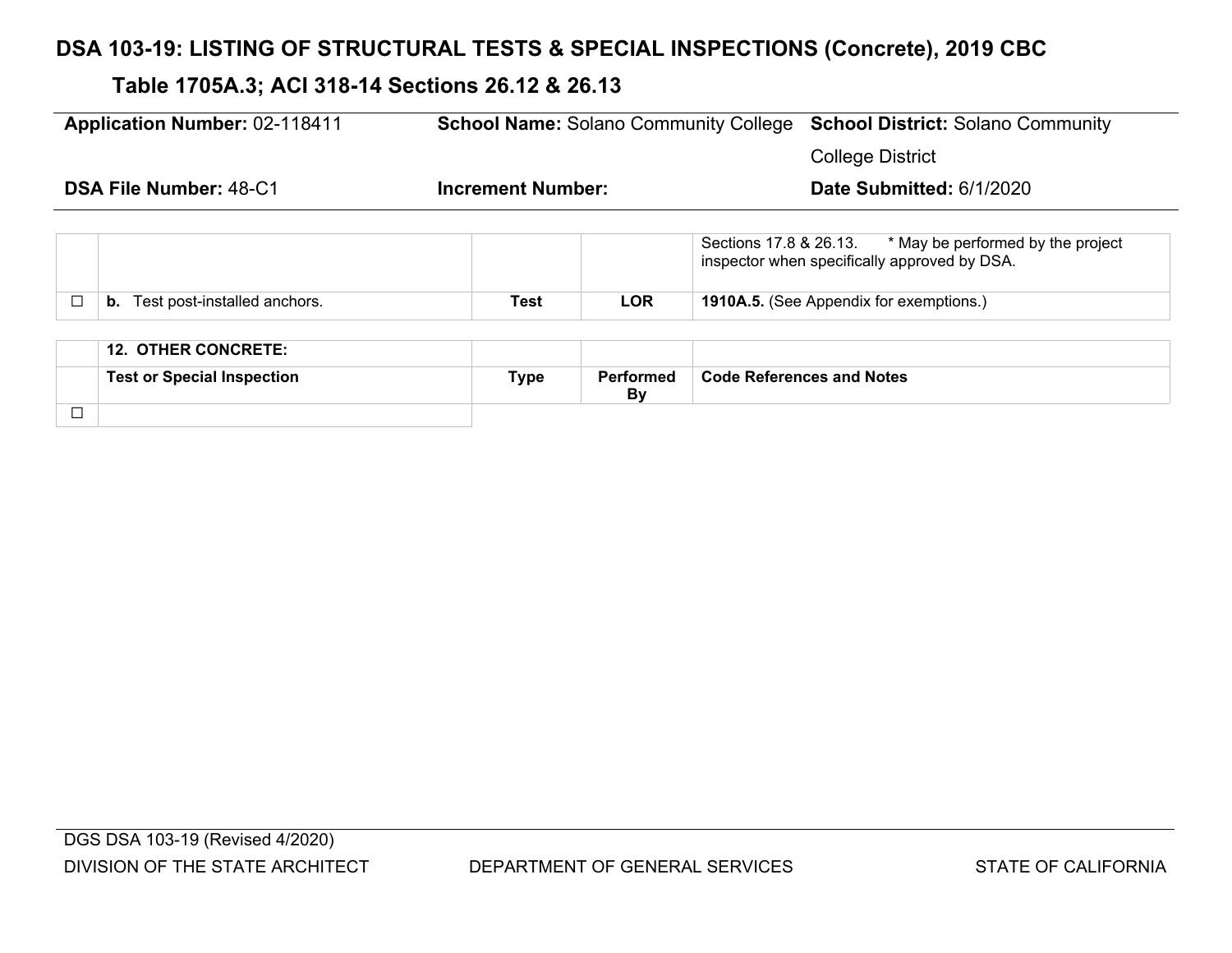# DSA 103-19: LISTING OF STRUCTURAL TESTS & SPECIAL INSPECTIONS (Concrete), 2019 CBC

## Table 1705A.3; ACI 318-14 Sections 26.12 & 26.13

**Application Number:** 02-118411 | **School Name:** Solano Community College | **School District:** Solano Community College District

**DSA File Number:** 48-C1 | **Increment Number:** | **Date Submitted:** 6/1/2020

| | | | | |
|---|---|---|---|---|
| | | | | Sections 17.8 & 26.13. * May be performed by the project inspector when specifically approved by DSA. |
| ☐ | **b.** Test post-installed anchors. | **Test** | **LOR** | **1910A.5.** (See Appendix for exemptions.) |

| | **12. OTHER CONCRETE:** | | | |
|---|---|---|---|---|
| | **Test or Special Inspection** | **Type** | **Performed By** | **Code References and Notes** |
| ☐ | | | | |

DGS DSA 103-19 (Revised 4/2020)

DIVISION OF THE STATE ARCHITECT | DEPARTMENT OF GENERAL SERVICES | STATE OF CALIFORNIA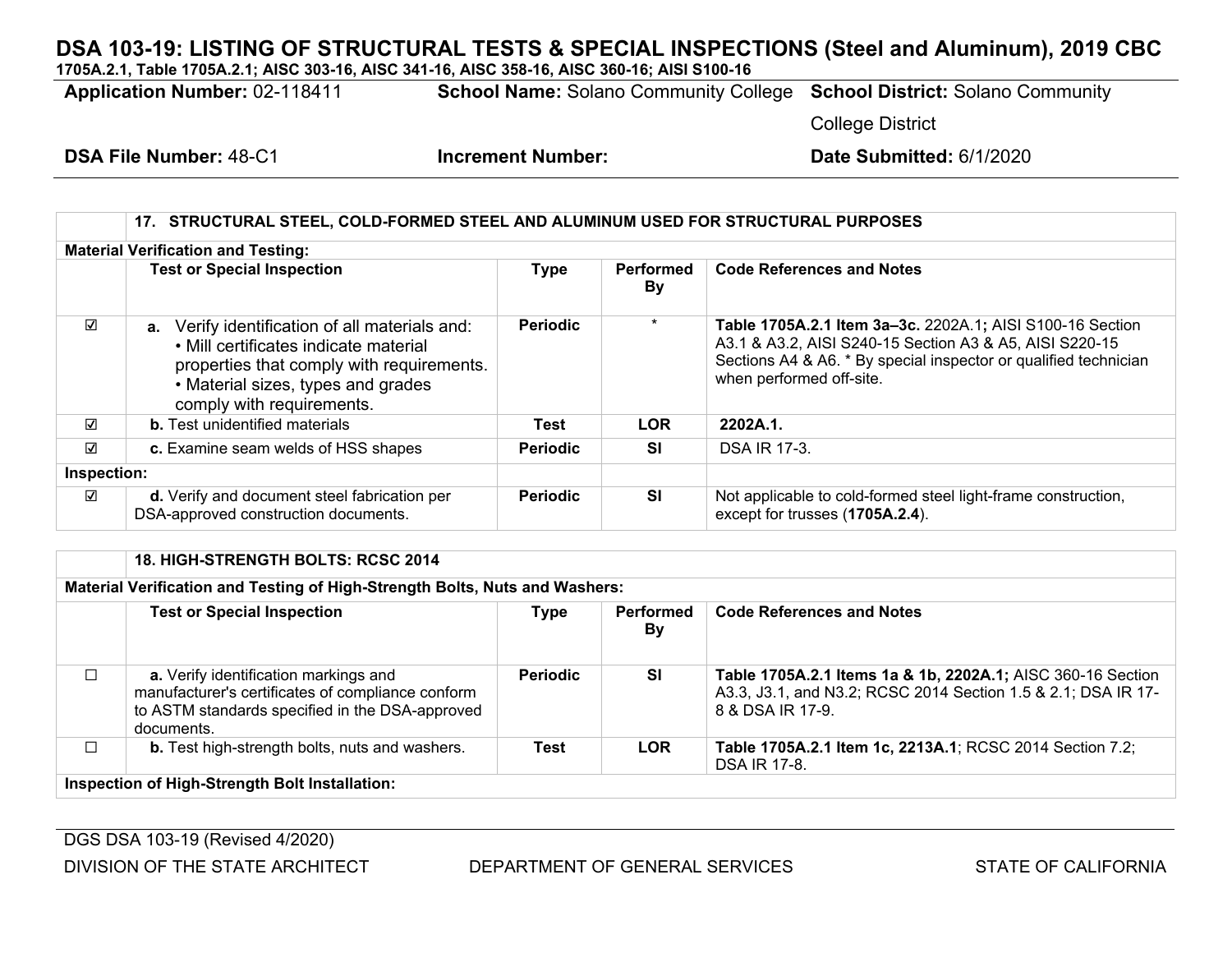# DSA 103-19: LISTING OF STRUCTURAL TESTS & SPECIAL INSPECTIONS (Steel and Aluminum), 2019 CBC

**1705A.2.1, Table 1705A.2.1; AISC 303-16, AISC 341-16, AISC 358-16, AISC 360-16; AISI S100-16**

**Application Number:** 02-118411 **School Name:** Solano Community College **School District:** Solano Community College District

**DSA File Number:** 48-C1 **Increment Number:** **Date Submitted:** 6/1/2020

| | **17. STRUCTURAL STEEL, COLD-FORMED STEEL AND ALUMINUM USED FOR STRUCTURAL PURPOSES** | | | |
|---|---|---|---|---|
| **Material Verification and Testing:** | | | | |
| | **Test or Special Inspection** | **Type** | **Performed By** | **Code References and Notes** |
| ☑ | **a.** Verify identification of all materials and: • Mill certificates indicate material properties that comply with requirements. • Material sizes, types and grades comply with requirements. | **Periodic** | * | **Table 1705A.2.1 Item 3a–3c.** 2202A.1**;** AISI S100-16 Section A3.1 & A3.2, AISI S240-15 Section A3 & A5, AISI S220-15 Sections A4 & A6. * By special inspector or qualified technician when performed off-site. |
| ☑ | **b.** Test unidentified materials | **Test** | **LOR** | **2202A.1.** |
| ☑ | **c.** Examine seam welds of HSS shapes | **Periodic** | **SI** | DSA IR 17-3. |
| **Inspection:** | | | | |
| ☑ | **d.** Verify and document steel fabrication per DSA-approved construction documents. | **Periodic** | **SI** | Not applicable to cold-formed steel light-frame construction, except for trusses (**1705A.2.4**). |

| | **18. HIGH-STRENGTH BOLTS: RCSC 2014** | | | |
|---|---|---|---|---|
| **Material Verification and Testing of High-Strength Bolts, Nuts and Washers:** | | | | |
| | **Test or Special Inspection** | **Type** | **Performed By** | **Code References and Notes** |
| ☐ | **a.** Verify identification markings and manufacturer's certificates of compliance conform to ASTM standards specified in the DSA-approved documents. | **Periodic** | **SI** | **Table 1705A.2.1 Items 1a & 1b, 2202A.1;** AISC 360-16 Section A3.3, J3.1, and N3.2; RCSC 2014 Section 1.5 & 2.1; DSA IR 17-8 & DSA IR 17-9. |
| ☐ | **b.** Test high-strength bolts, nuts and washers. | **Test** | **LOR** | **Table 1705A.2.1 Item 1c, 2213A.1**; RCSC 2014 Section 7.2; DSA IR 17-8. |
| **Inspection of High-Strength Bolt Installation:** | | | | |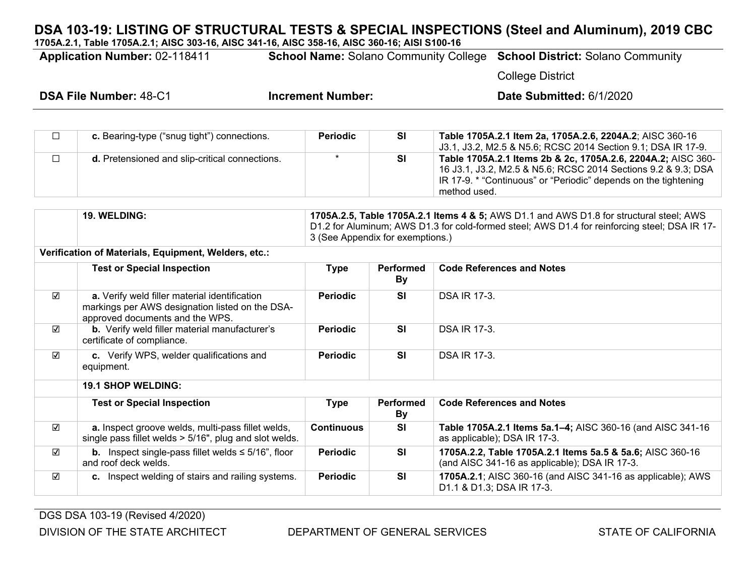# DSA 103-19: LISTING OF STRUCTURAL TESTS & SPECIAL INSPECTIONS (Steel and Aluminum), 2019 CBC

**1705A.2.1, Table 1705A.2.1; AISC 303-16, AISC 341-16, AISC 358-16, AISC 360-16; AISI S100-16**

**Application Number:** 02-118411 **School Name:** Solano Community College **School District:** Solano Community College District

**DSA File Number:** 48-C1 **Increment Number:** **Date Submitted:** 6/1/2020

| | | | | |
|---|---|---|---|---|
| ☐ | **c.** Bearing-type ("snug tight") connections. | **Periodic** | **SI** | **Table 1705A.2.1 Item 2a, 1705A.2.6, 2204A.2**; AISC 360-16 J3.1, J3.2, M2.5 & N5.6; RCSC 2014 Section 9.1; DSA IR 17-9. |
| ☐ | **d.** Pretensioned and slip-critical connections. | * | **SI** | **Table 1705A.2.1 Items 2b & 2c, 1705A.2.6, 2204A.2;** AISC 360-16 J3.1, J3.2, M2.5 & N5.6; RCSC 2014 Sections 9.2 & 9.3; DSA IR 17-9. * "Continuous" or "Periodic" depends on the tightening method used. |

| | **19. WELDING:** | **1705A.2.5, Table 1705A.2.1 Items 4 & 5;** AWS D1.1 and AWS D1.8 for structural steel; AWS D1.2 for Aluminum; AWS D1.3 for cold-formed steel; AWS D1.4 for reinforcing steel; DSA IR 17-3 (See Appendix for exemptions.) | | |
|---|---|---|---|---|
| **Verification of Materials, Equipment, Welders, etc.:** | | | | |
| | **Test or Special Inspection** | **Type** | **Performed By** | **Code References and Notes** |
| ☑ | **a.** Verify weld filler material identification markings per AWS designation listed on the DSA-approved documents and the WPS. | **Periodic** | **SI** | DSA IR 17-3. |
| ☑ | **b.** Verify weld filler material manufacturer's certificate of compliance. | **Periodic** | **SI** | DSA IR 17-3. |
| ☑ | **c.** Verify WPS, welder qualifications and equipment. | **Periodic** | **SI** | DSA IR 17-3. |
| | **19.1 SHOP WELDING:** | | | |
| | **Test or Special Inspection** | **Type** | **Performed By** | **Code References and Notes** |
| ☑ | **a.** Inspect groove welds, multi-pass fillet welds, single pass fillet welds > 5/16", plug and slot welds. | **Continuous** | **SI** | **Table 1705A.2.1 Items 5a.1–4;** AISC 360-16 (and AISC 341-16 as applicable); DSA IR 17-3. |
| ☑ | **b.** Inspect single-pass fillet welds ≤ 5/16", floor and roof deck welds. | **Periodic** | **SI** | **1705A.2.2, Table 1705A.2.1 Items 5a.5 & 5a.6;** AISC 360-16 (and AISC 341-16 as applicable); DSA IR 17-3. |
| ☑ | **c.** Inspect welding of stairs and railing systems. | **Periodic** | **SI** | **1705A.2.1**; AISC 360-16 (and AISC 341-16 as applicable); AWS D1.1 & D1.3; DSA IR 17-3. |

DGS DSA 103-19 (Revised 4/2020)

DIVISION OF THE STATE ARCHITECT DEPARTMENT OF GENERAL SERVICES STATE OF CALIFORNIA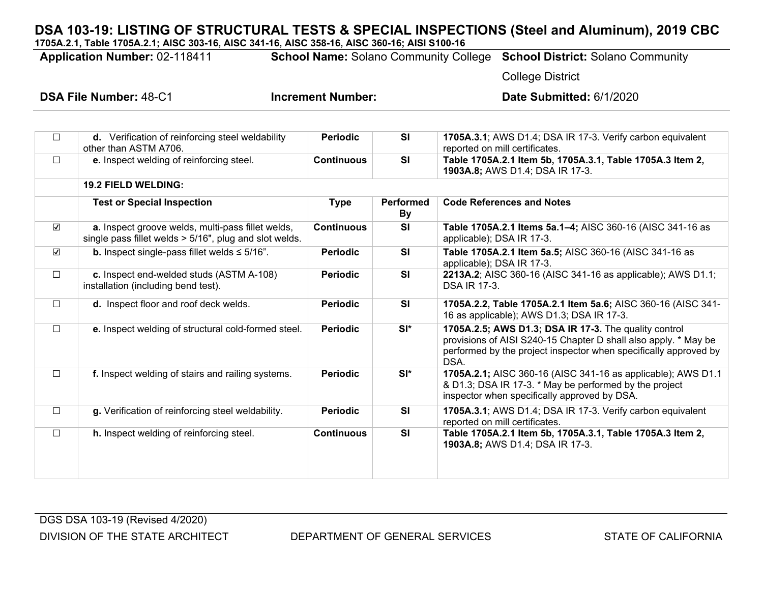# DSA 103-19: LISTING OF STRUCTURAL TESTS & SPECIAL INSPECTIONS (Steel and Aluminum), 2019 CBC

**1705A.2.1, Table 1705A.2.1; AISC 303-16, AISC 341-16, AISC 358-16, AISC 360-16; AISI S100-16**

**Application Number:** 02-118411 **School Name:** Solano Community College **School District:** Solano Community College District

**DSA File Number:** 48-C1 **Increment Number:** **Date Submitted:** 6/1/2020

| | | | | |
|---|---|---|---|---|
| ☐ | **d.** Verification of reinforcing steel weldability other than ASTM A706. | **Periodic** | **SI** | **1705A.3.1**; AWS D1.4; DSA IR 17-3. Verify carbon equivalent reported on mill certificates. |
| ☐ | **e.** Inspect welding of reinforcing steel. | **Continuous** | **SI** | **Table 1705A.2.1 Item 5b, 1705A.3.1, Table 1705A.3 Item 2, 1903A.8;** AWS D1.4; DSA IR 17-3. |
| | **19.2 FIELD WELDING:** | | | |
| | **Test or Special Inspection** | **Type** | **Performed By** | **Code References and Notes** |
| ☑ | **a.** Inspect groove welds, multi-pass fillet welds, single pass fillet welds > 5/16", plug and slot welds. | **Continuous** | **SI** | **Table 1705A.2.1 Items 5a.1–4;** AISC 360-16 (AISC 341-16 as applicable); DSA IR 17-3. |
| ☑ | **b.** Inspect single-pass fillet welds ≤ 5/16". | **Periodic** | **SI** | **Table 1705A.2.1 Item 5a.5;** AISC 360-16 (AISC 341-16 as applicable); DSA IR 17-3. |
| ☐ | **c.** Inspect end-welded studs (ASTM A-108) installation (including bend test). | **Periodic** | **SI** | **2213A.2**; AISC 360-16 (AISC 341-16 as applicable); AWS D1.1; DSA IR 17-3. |
| ☐ | **d.** Inspect floor and roof deck welds. | **Periodic** | **SI** | **1705A.2.2, Table 1705A.2.1 Item 5a.6;** AISC 360-16 (AISC 341-16 as applicable); AWS D1.3; DSA IR 17-3. |
| ☐ | **e.** Inspect welding of structural cold-formed steel. | **Periodic** | **SI*** | **1705A.2.5; AWS D1.3; DSA IR 17-3.** The quality control provisions of AISI S240-15 Chapter D shall also apply. * May be performed by the project inspector when specifically approved by DSA. |
| ☐ | **f.** Inspect welding of stairs and railing systems. | **Periodic** | **SI*** | **1705A.2.1;** AISC 360-16 (AISC 341-16 as applicable); AWS D1.1 & D1.3; DSA IR 17-3. * May be performed by the project inspector when specifically approved by DSA. |
| ☐ | **g.** Verification of reinforcing steel weldability. | **Periodic** | **SI** | **1705A.3.1**; AWS D1.4; DSA IR 17-3. Verify carbon equivalent reported on mill certificates. |
| ☐ | **h.** Inspect welding of reinforcing steel. | **Continuous** | **SI** | **Table 1705A.2.1 Item 5b, 1705A.3.1, Table 1705A.3 Item 2, 1903A.8;** AWS D1.4; DSA IR 17-3. |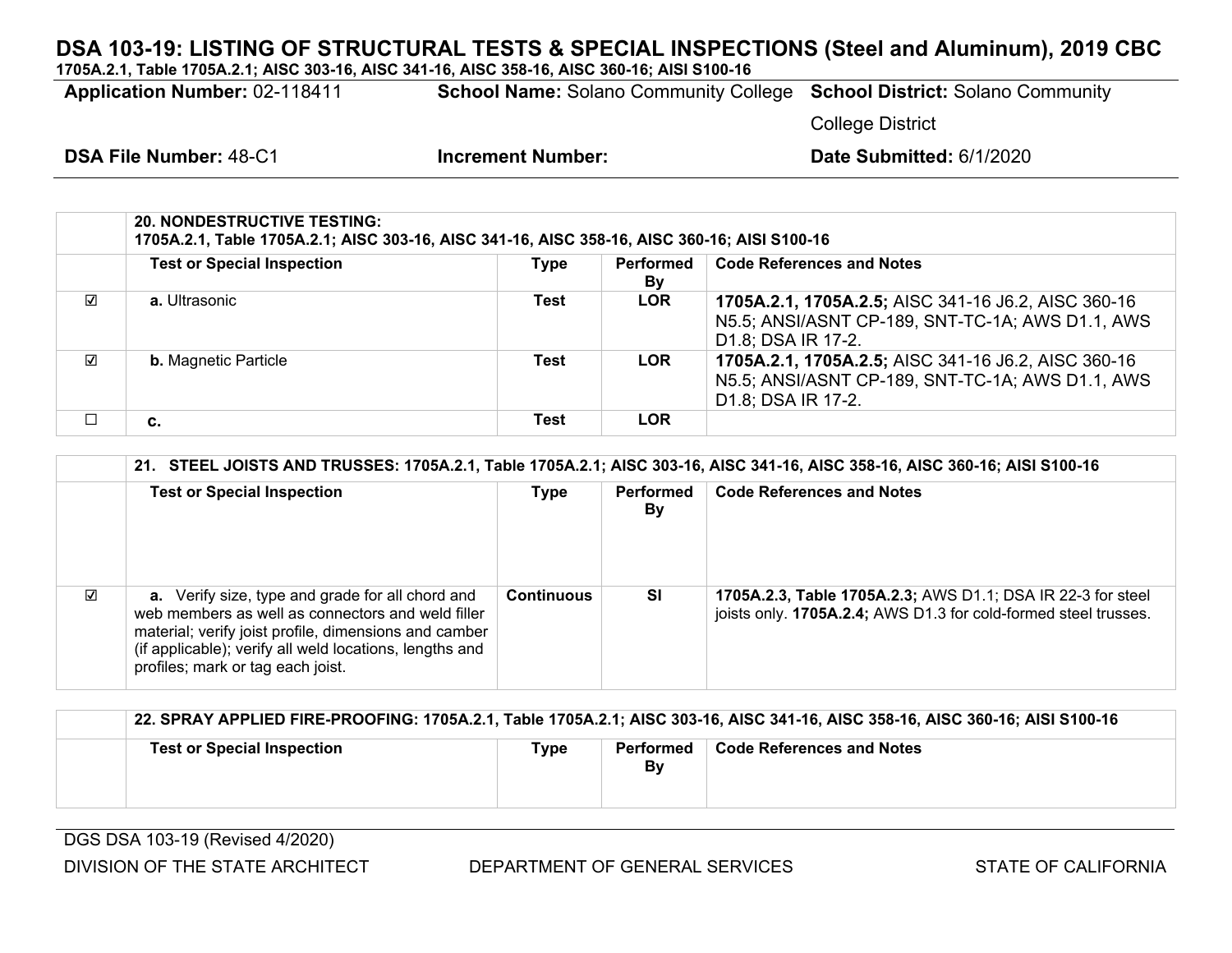# DSA 103-19: LISTING OF STRUCTURAL TESTS & SPECIAL INSPECTIONS (Steel and Aluminum), 2019 CBC

**1705A.2.1, Table 1705A.2.1; AISC 303-16, AISC 341-16, AISC 358-16, AISC 360-16; AISI S100-16**

| **Application Number:** 02-118411 | **School Name:** Solano Community College | **School District:** Solano Community College District |
|---|---|---|
| **DSA File Number:** 48-C1 | **Increment Number:** | **Date Submitted:** 6/1/2020 |

| | **20. NONDESTRUCTIVE TESTING:** 1705A.2.1, Table 1705A.2.1; AISC 303-16, AISC 341-16, AISC 358-16, AISC 360-16; AISI S100-16 | | | |
|---|---|---|---|---|
| | **Test or Special Inspection** | **Type** | **Performed By** | **Code References and Notes** |
| ☑ | **a.** Ultrasonic | **Test** | **LOR** | **1705A.2.1, 1705A.2.5;** AISC 341-16 J6.2, AISC 360-16 N5.5; ANSI/ASNT CP-189, SNT-TC-1A; AWS D1.1, AWS D1.8; DSA IR 17-2. |
| ☑ | **b.** Magnetic Particle | **Test** | **LOR** | **1705A.2.1, 1705A.2.5;** AISC 341-16 J6.2, AISC 360-16 N5.5; ANSI/ASNT CP-189, SNT-TC-1A; AWS D1.1, AWS D1.8; DSA IR 17-2. |
| ☐ | **c.** | **Test** | **LOR** | |

| | **21. STEEL JOISTS AND TRUSSES: 1705A.2.1, Table 1705A.2.1; AISC 303-16, AISC 341-16, AISC 358-16, AISC 360-16; AISI S100-16** | | | |
|---|---|---|---|---|
| | **Test or Special Inspection** | **Type** | **Performed By** | **Code References and Notes** |
| ☑ | **a.** Verify size, type and grade for all chord and web members as well as connectors and weld filler material; verify joist profile, dimensions and camber (if applicable); verify all weld locations, lengths and profiles; mark or tag each joist. | **Continuous** | **SI** | **1705A.2.3, Table 1705A.2.3;** AWS D1.1; DSA IR 22-3 for steel joists only. **1705A.2.4;** AWS D1.3 for cold-formed steel trusses. |

| | **22. SPRAY APPLIED FIRE-PROOFING: 1705A.2.1, Table 1705A.2.1; AISC 303-16, AISC 341-16, AISC 358-16, AISC 360-16; AISI S100-16** | | | |
|---|---|---|---|---|
| | **Test or Special Inspection** | **Type** | **Performed By** | **Code References and Notes** |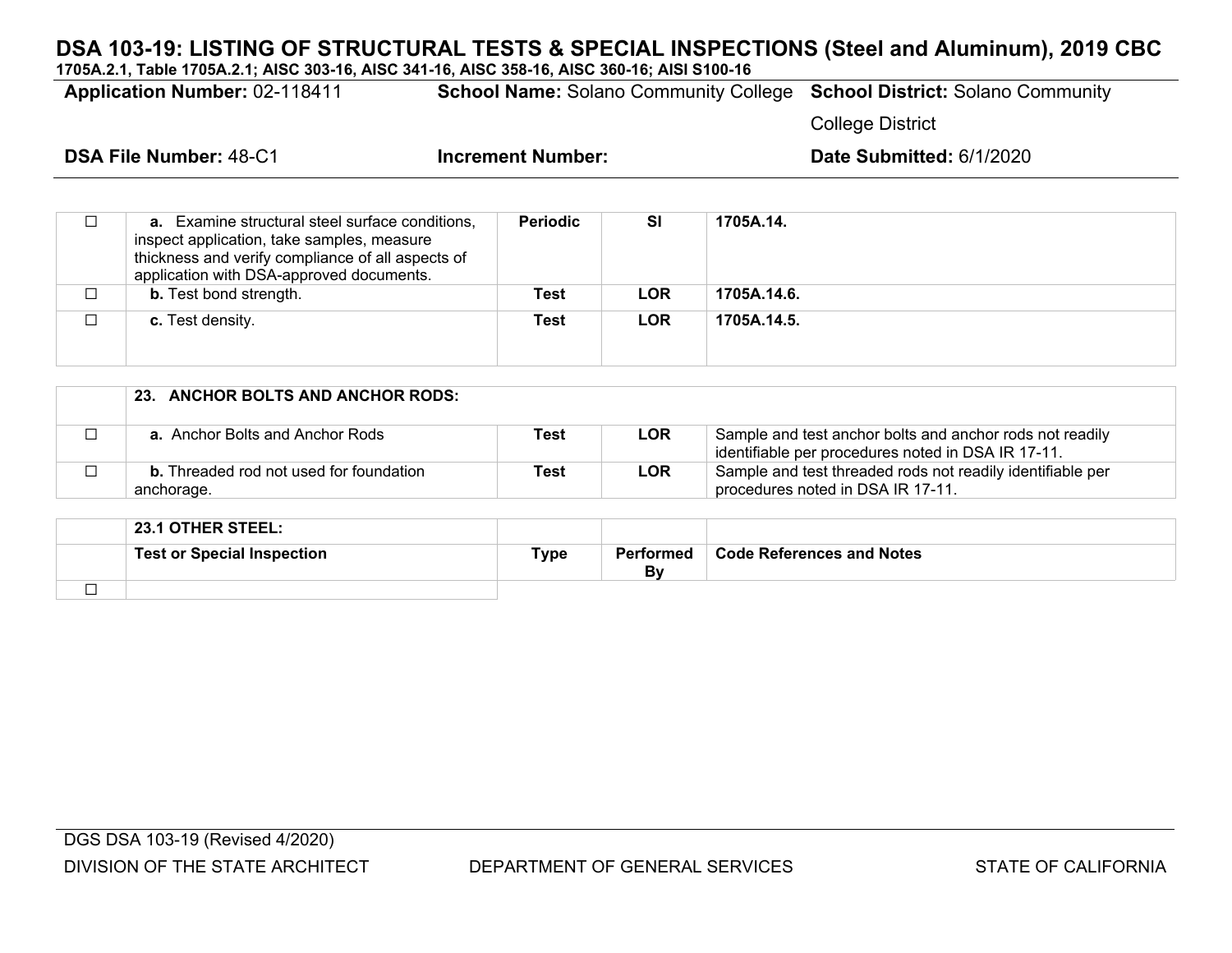# DSA 103-19: LISTING OF STRUCTURAL TESTS & SPECIAL INSPECTIONS (Steel and Aluminum), 2019 CBC

**1705A.2.1, Table 1705A.2.1; AISC 303-16, AISC 341-16, AISC 358-16, AISC 360-16; AISI S100-16**

**Application Number:** 02-118411 **School Name:** Solano Community College **School District:** Solano Community College District

**DSA File Number:** 48-C1 **Increment Number:** **Date Submitted:** 6/1/2020

| | | | | |
|---|---|---|---|---|
| ☐ | **a.** Examine structural steel surface conditions, inspect application, take samples, measure thickness and verify compliance of all aspects of application with DSA-approved documents. | **Periodic** | **SI** | **1705A.14.** |
| ☐ | **b.** Test bond strength. | **Test** | **LOR** | **1705A.14.6.** |
| ☐ | **c.** Test density. | **Test** | **LOR** | **1705A.14.5.** |

| | **23. ANCHOR BOLTS AND ANCHOR RODS:** | | | |
|---|---|---|---|---|
| ☐ | **a.** Anchor Bolts and Anchor Rods | **Test** | **LOR** | Sample and test anchor bolts and anchor rods not readily identifiable per procedures noted in DSA IR 17-11. |
| ☐ | **b.** Threaded rod not used for foundation anchorage. | **Test** | **LOR** | Sample and test threaded rods not readily identifiable per procedures noted in DSA IR 17-11. |

| | **23.1 OTHER STEEL:** | | | |
|---|---|---|---|---|
| | **Test or Special Inspection** | **Type** | **Performed By** | **Code References and Notes** |
| ☐ | | | | |

DGS DSA 103-19 (Revised 4/2020)

DIVISION OF THE STATE ARCHITECT DEPARTMENT OF GENERAL SERVICES STATE OF CALIFORNIA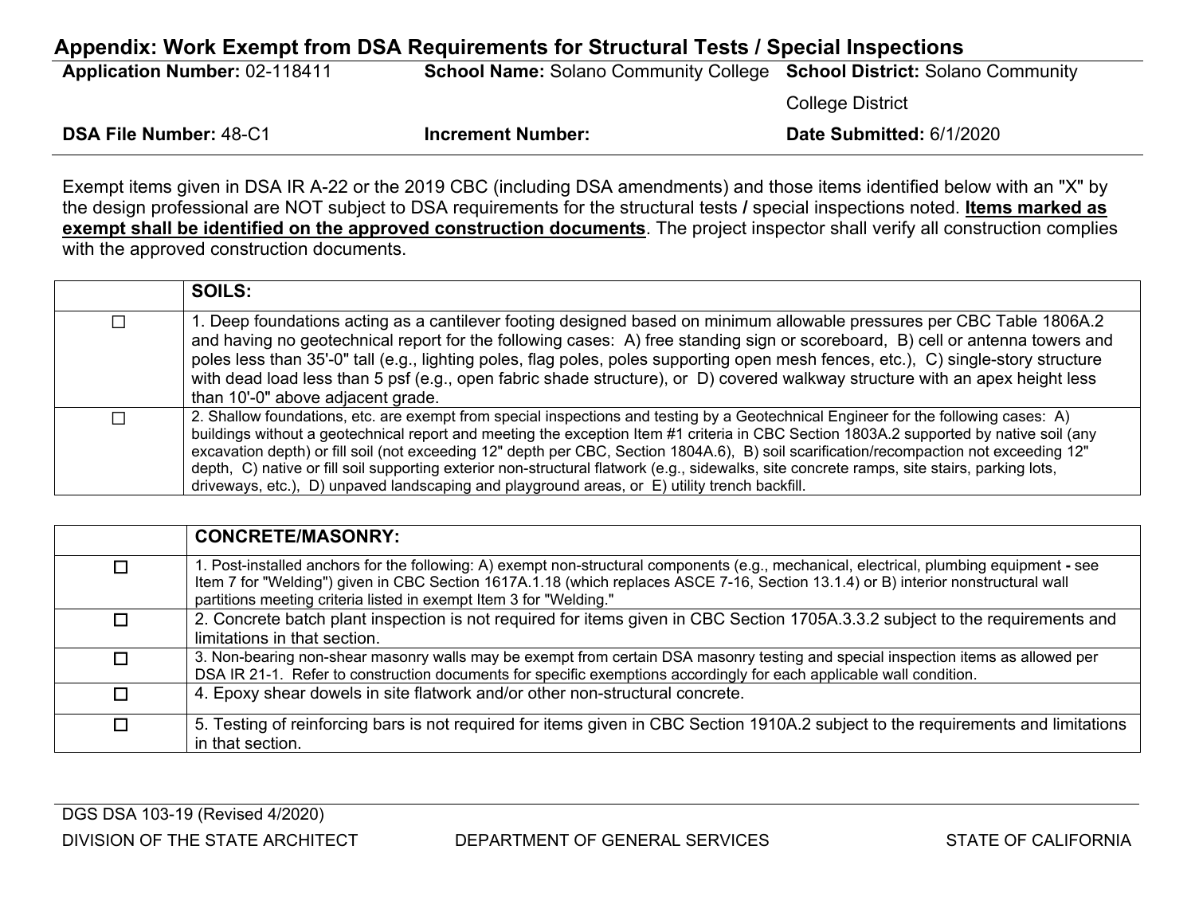## Appendix: Work Exempt from DSA Requirements for Structural Tests / Special Inspections

| **Application Number:** 02-118411 | **School Name:** Solano Community College | **School District:** Solano Community College District |
|---|---|---|
| **DSA File Number:** 48-C1 | **Increment Number:** | **Date Submitted:** 6/1/2020 |

Exempt items given in DSA IR A-22 or the 2019 CBC (including DSA amendments) and those items identified below with an "X" by the design professional are NOT subject to DSA requirements for the structural tests / special inspections noted. **Items marked as exempt shall be identified on the approved construction documents**. The project inspector shall verify all construction complies with the approved construction documents.

| | **SOILS:** |
|---|---|
| ☐ | 1. Deep foundations acting as a cantilever footing designed based on minimum allowable pressures per CBC Table 1806A.2 and having no geotechnical report for the following cases: A) free standing sign or scoreboard, B) cell or antenna towers and poles less than 35'-0" tall (e.g., lighting poles, flag poles, poles supporting open mesh fences, etc.), C) single-story structure with dead load less than 5 psf (e.g., open fabric shade structure), or D) covered walkway structure with an apex height less than 10'-0" above adjacent grade. |
| ☐ | 2. Shallow foundations, etc. are exempt from special inspections and testing by a Geotechnical Engineer for the following cases: A) buildings without a geotechnical report and meeting the exception Item #1 criteria in CBC Section 1803A.2 supported by native soil (any excavation depth) or fill soil (not exceeding 12" depth per CBC, Section 1804A.6), B) soil scarification/recompaction not exceeding 12" depth, C) native or fill soil supporting exterior non-structural flatwork (e.g., sidewalks, site concrete ramps, site stairs, parking lots, driveways, etc.), D) unpaved landscaping and playground areas, or E) utility trench backfill. |

| | **CONCRETE/MASONRY:** |
|---|---|
| ☐ | 1. Post-installed anchors for the following: A) exempt non-structural components (e.g., mechanical, electrical, plumbing equipment - see Item 7 for "Welding") given in CBC Section 1617A.1.18 (which replaces ASCE 7-16, Section 13.1.4) or B) interior nonstructural wall partitions meeting criteria listed in exempt Item 3 for "Welding." |
| ☐ | 2. Concrete batch plant inspection is not required for items given in CBC Section 1705A.3.3.2 subject to the requirements and limitations in that section. |
| ☐ | 3. Non-bearing non-shear masonry walls may be exempt from certain DSA masonry testing and special inspection items as allowed per DSA IR 21-1. Refer to construction documents for specific exemptions accordingly for each applicable wall condition. |
| ☐ | 4. Epoxy shear dowels in site flatwork and/or other non-structural concrete. |
| ☐ | 5. Testing of reinforcing bars is not required for items given in CBC Section 1910A.2 subject to the requirements and limitations in that section. |

DGS DSA 103-19 (Revised 4/2020)

DIVISION OF THE STATE ARCHITECT    DEPARTMENT OF GENERAL SERVICES    STATE OF CALIFORNIA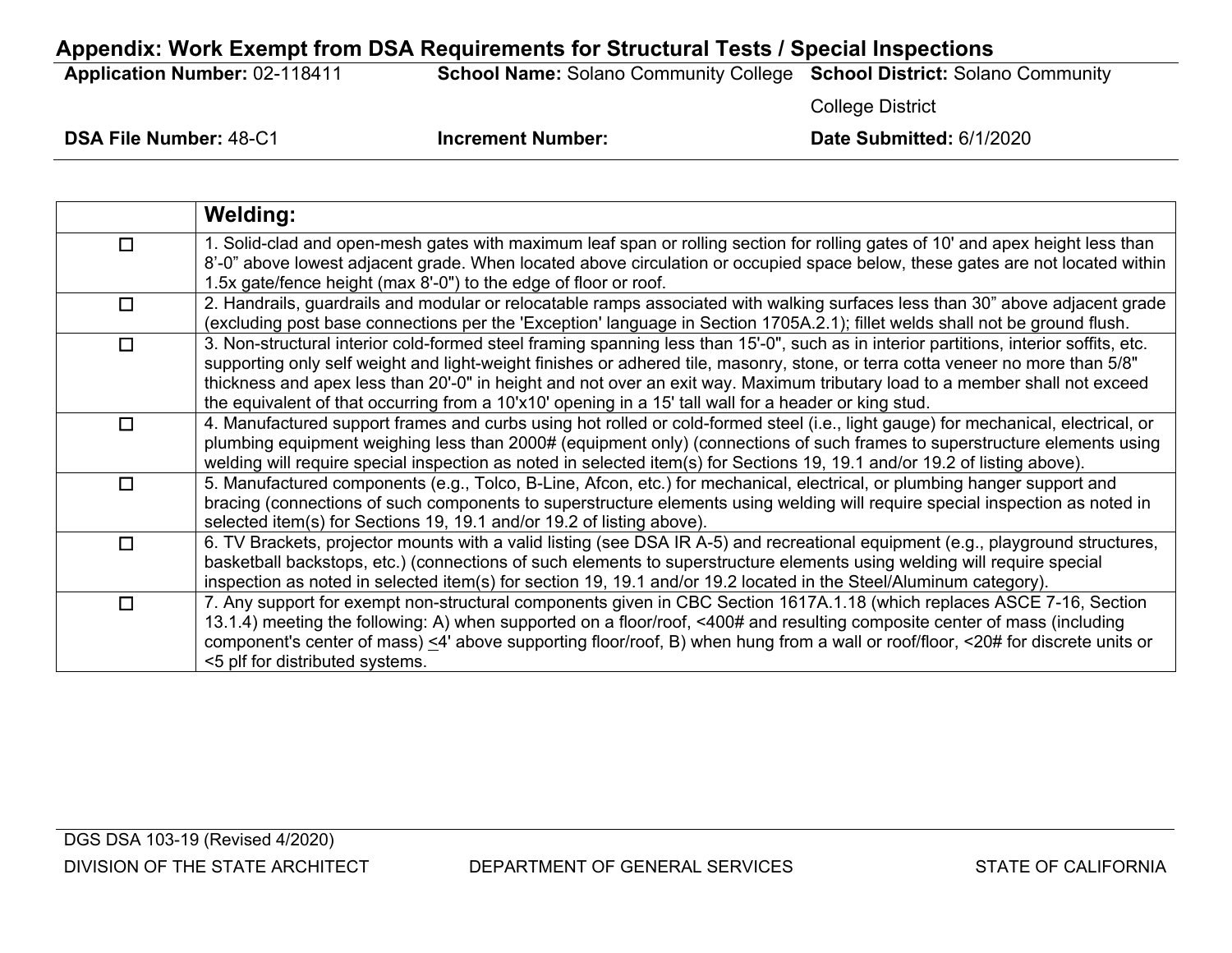## Appendix: Work Exempt from DSA Requirements for Structural Tests / Special Inspections

| **Application Number:** 02-118411 | **School Name:** Solano Community College | **School District:** Solano Community College District |
|---|---|---|
| **DSA File Number:** 48-C1 | **Increment Number:** | **Date Submitted:** 6/1/2020 |

| | **Welding:** |
|---|---|
| ☐ | 1. Solid-clad and open-mesh gates with maximum leaf span or rolling section for rolling gates of 10' and apex height less than 8'-0" above lowest adjacent grade. When located above circulation or occupied space below, these gates are not located within 1.5x gate/fence height (max 8'-0") to the edge of floor or roof. |
| ☐ | 2. Handrails, guardrails and modular or relocatable ramps associated with walking surfaces less than 30" above adjacent grade (excluding post base connections per the 'Exception' language in Section 1705A.2.1); fillet welds shall not be ground flush. |
| ☐ | 3. Non-structural interior cold-formed steel framing spanning less than 15'-0", such as in interior partitions, interior soffits, etc. supporting only self weight and light-weight finishes or adhered tile, masonry, stone, or terra cotta veneer no more than 5/8" thickness and apex less than 20'-0" in height and not over an exit way. Maximum tributary load to a member shall not exceed the equivalent of that occurring from a 10'x10' opening in a 15' tall wall for a header or king stud. |
| ☐ | 4. Manufactured support frames and curbs using hot rolled or cold-formed steel (i.e., light gauge) for mechanical, electrical, or plumbing equipment weighing less than 2000# (equipment only) (connections of such frames to superstructure elements using welding will require special inspection as noted in selected item(s) for Sections 19, 19.1 and/or 19.2 of listing above). |
| ☐ | 5. Manufactured components (e.g., Tolco, B-Line, Afcon, etc.) for mechanical, electrical, or plumbing hanger support and bracing (connections of such components to superstructure elements using welding will require special inspection as noted in selected item(s) for Sections 19, 19.1 and/or 19.2 of listing above). |
| ☐ | 6. TV Brackets, projector mounts with a valid listing (see DSA IR A-5) and recreational equipment (e.g., playground structures, basketball backstops, etc.) (connections of such elements to superstructure elements using welding will require special inspection as noted in selected item(s) for section 19, 19.1 and/or 19.2 located in the Steel/Aluminum category). |
| ☐ | 7. Any support for exempt non-structural components given in CBC Section 1617A.1.18 (which replaces ASCE 7-16, Section 13.1.4) meeting the following: A) when supported on a floor/roof, <400# and resulting composite center of mass (including component's center of mass) ≤4' above supporting floor/roof, B) when hung from a wall or roof/floor, <20# for discrete units or <5 plf for distributed systems. |

DGS DSA 103-19 (Revised 4/2020)

DIVISION OF THE STATE ARCHITECT DEPARTMENT OF GENERAL SERVICES STATE OF CALIFORNIA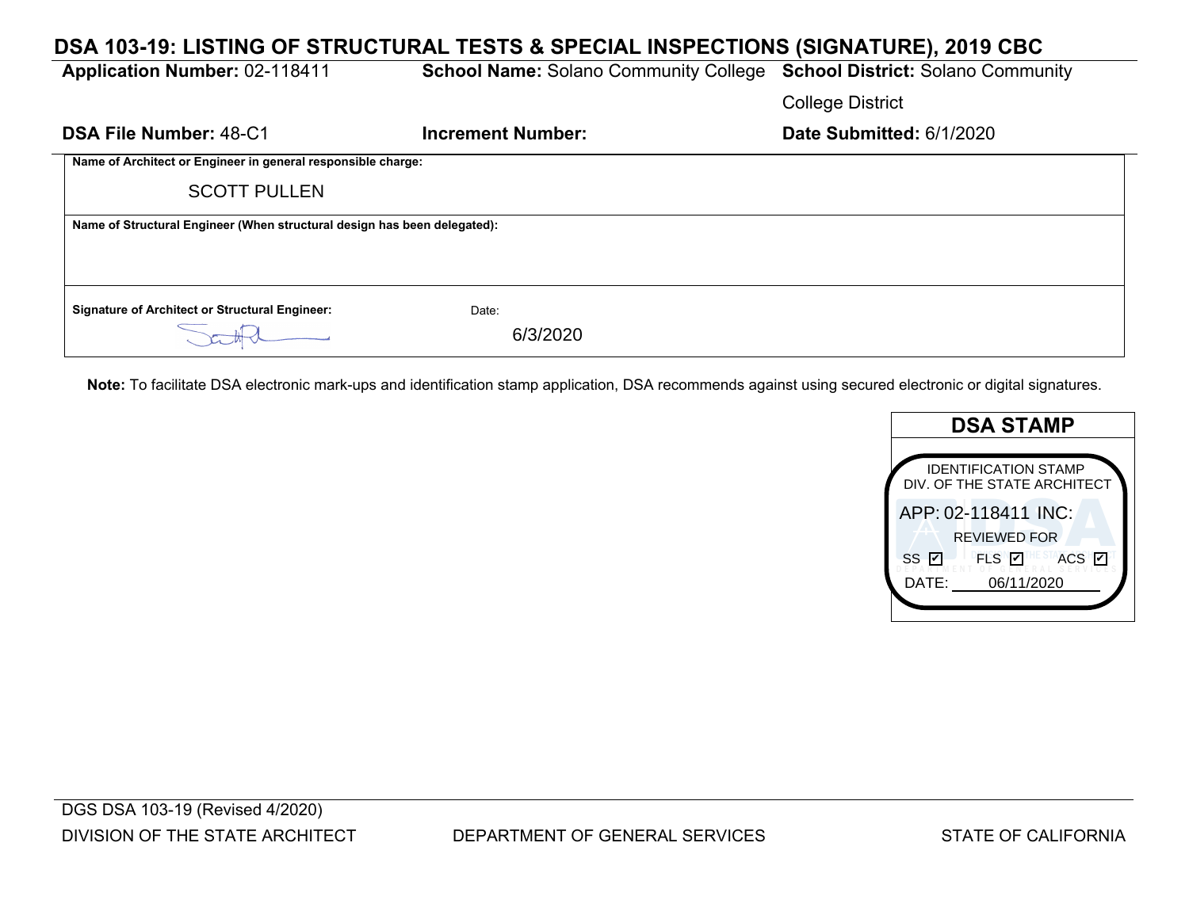# DSA 103-19: LISTING OF STRUCTURAL TESTS & SPECIAL INSPECTIONS (SIGNATURE), 2019 CBC

| | | |
|---|---|---|
| **Application Number:** 02-118411 | **School Name:** Solano Community College | **School District:** Solano Community College District |
| **DSA File Number:** 48-C1 | **Increment Number:** | **Date Submitted:** 6/1/2020 |

| | |
|---|---|
| **Name of Architect or Engineer in general responsible charge:** SCOTT PULLEN | |
| **Name of Structural Engineer (When structural design has been delegated):** | |
| **Signature of Architect or Structural Engineer:** | Date: 6/3/2020 |

**Note:** To facilitate DSA electronic mark-ups and identification stamp application, DSA recommends against using secured electronic or digital signatures.

**DSA STAMP**

IDENTIFICATION STAMP
DIV. OF THE STATE ARCHITECT
APP: 02-118411 INC:
REVIEWED FOR
SS ☑ FLS ☑ ACS ☑
DATE: 06/11/2020

DGS DSA 103-19 (Revised 4/2020)
DIVISION OF THE STATE ARCHITECT DEPARTMENT OF GENERAL SERVICES STATE OF CALIFORNIA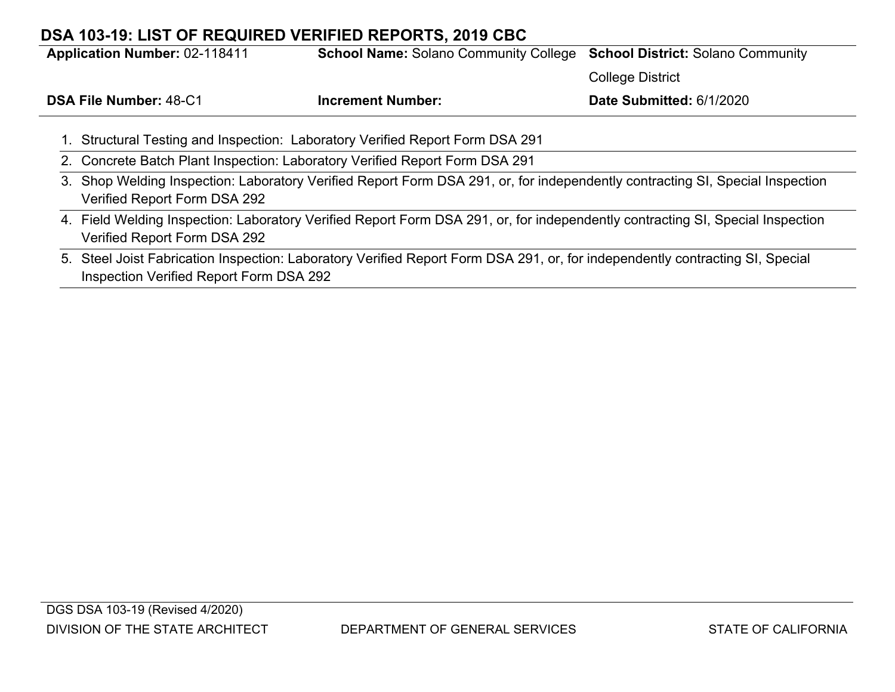## DSA 103-19: LIST OF REQUIRED VERIFIED REPORTS, 2019 CBC

| | | |
|---|---|---|
| **Application Number:** 02-118411 | **School Name:** Solano Community College | **School District:** Solano Community College District |
| **DSA File Number:** 48-C1 | **Increment Number:** | **Date Submitted:** 6/1/2020 |

1. Structural Testing and Inspection: Laboratory Verified Report Form DSA 291
2. Concrete Batch Plant Inspection: Laboratory Verified Report Form DSA 291
3. Shop Welding Inspection: Laboratory Verified Report Form DSA 291, or, for independently contracting SI, Special Inspection Verified Report Form DSA 292
4. Field Welding Inspection: Laboratory Verified Report Form DSA 291, or, for independently contracting SI, Special Inspection Verified Report Form DSA 292
5. Steel Joist Fabrication Inspection: Laboratory Verified Report Form DSA 291, or, for independently contracting SI, Special Inspection Verified Report Form DSA 292

DGS DSA 103-19 (Revised 4/2020)
DIVISION OF THE STATE ARCHITECT DEPARTMENT OF GENERAL SERVICES STATE OF CALIFORNIA